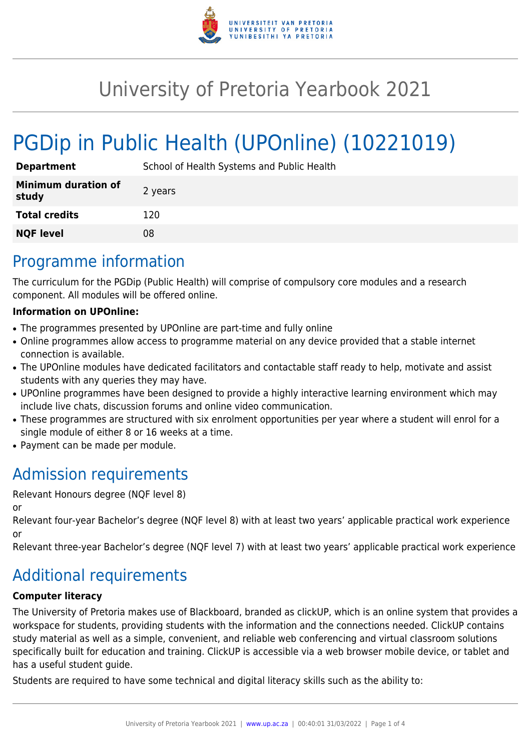# University of Pretoria Yearbook 2021

# PGDip in Public Health (UPOnline) (10221019)

| | |
|---|---|
| **Department** | School of Health Systems and Public Health |
| **Minimum duration of study** | 2 years |
| **Total credits** | 120 |
| **NQF level** | 08 |

## Programme information

The curriculum for the PGDip (Public Health) will comprise of compulsory core modules and a research component. All modules will be offered online.

**Information on UPOnline:**

- The programmes presented by UPOnline are part-time and fully online
- Online programmes allow access to programme material on any device provided that a stable internet connection is available.
- The UPOnline modules have dedicated facilitators and contactable staff ready to help, motivate and assist students with any queries they may have.
- UPOnline programmes have been designed to provide a highly interactive learning environment which may include live chats, discussion forums and online video communication.
- These programmes are structured with six enrolment opportunities per year where a student will enrol for a single module of either 8 or 16 weeks at a time.
- Payment can be made per module.

## Admission requirements

Relevant Honours degree (NQF level 8)

or

Relevant four-year Bachelor's degree (NQF level 8) with at least two years' applicable practical work experience

or

Relevant three-year Bachelor's degree (NQF level 7) with at least two years' applicable practical work experience

## Additional requirements

**Computer literacy**

The University of Pretoria makes use of Blackboard, branded as clickUP, which is an online system that provides a workspace for students, providing students with the information and the connections needed. ClickUP contains study material as well as a simple, convenient, and reliable web conferencing and virtual classroom solutions specifically built for education and training. ClickUP is accessible via a web browser mobile device, or tablet and has a useful student guide.

Students are required to have some technical and digital literacy skills such as the ability to: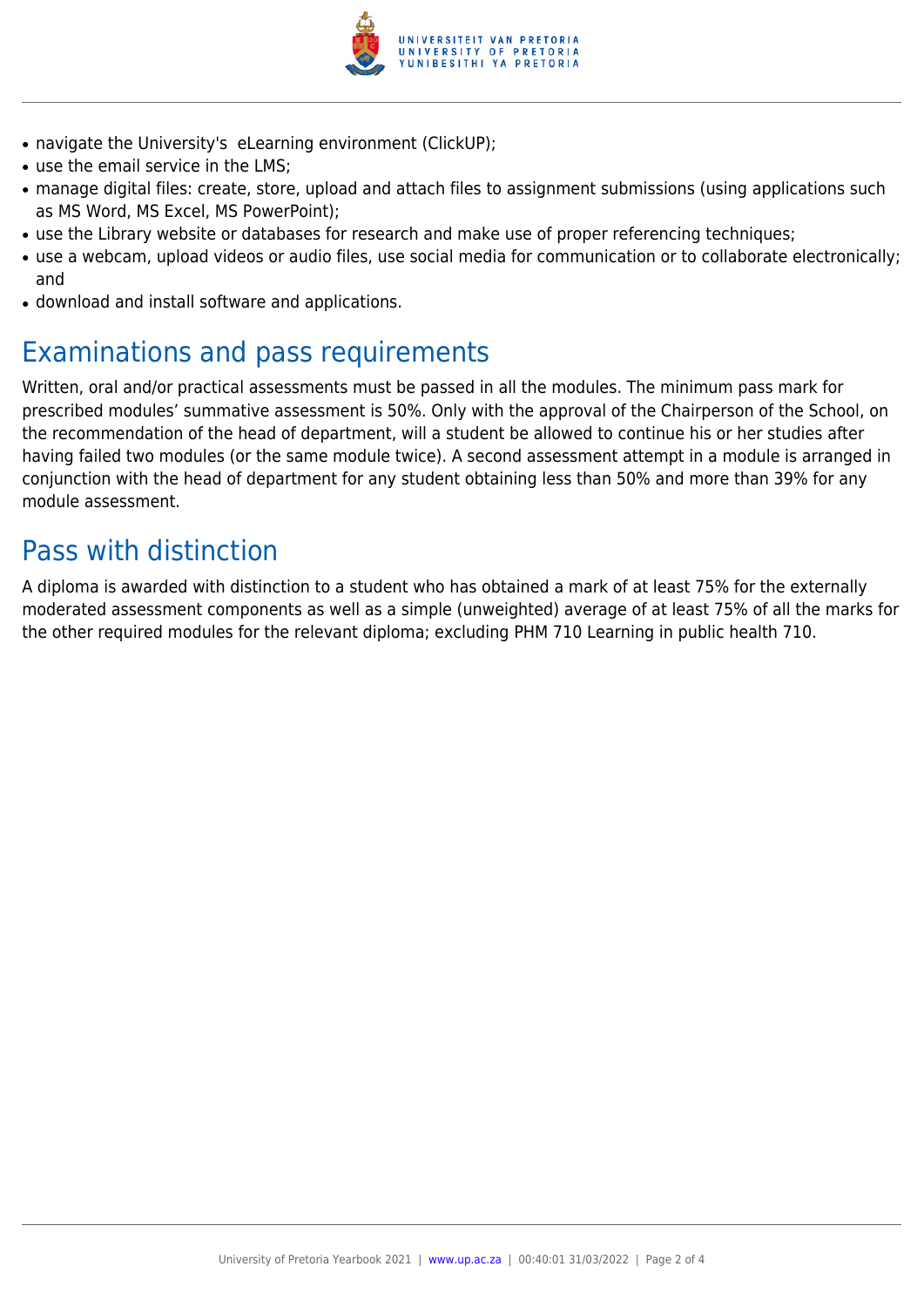- navigate the University's  eLearning environment (ClickUP);
- use the email service in the LMS;
- manage digital files: create, store, upload and attach files to assignment submissions (using applications such as MS Word, MS Excel, MS PowerPoint);
- use the Library website or databases for research and make use of proper referencing techniques;
- use a webcam, upload videos or audio files, use social media for communication or to collaborate electronically; and
- download and install software and applications.

## Examinations and pass requirements

Written, oral and/or practical assessments must be passed in all the modules. The minimum pass mark for prescribed modules' summative assessment is 50%. Only with the approval of the Chairperson of the School, on the recommendation of the head of department, will a student be allowed to continue his or her studies after having failed two modules (or the same module twice). A second assessment attempt in a module is arranged in conjunction with the head of department for any student obtaining less than 50% and more than 39% for any module assessment.

## Pass with distinction

A diploma is awarded with distinction to a student who has obtained a mark of at least 75% for the externally moderated assessment components as well as a simple (unweighted) average of at least 75% of all the marks for the other required modules for the relevant diploma; excluding PHM 710 Learning in public health 710.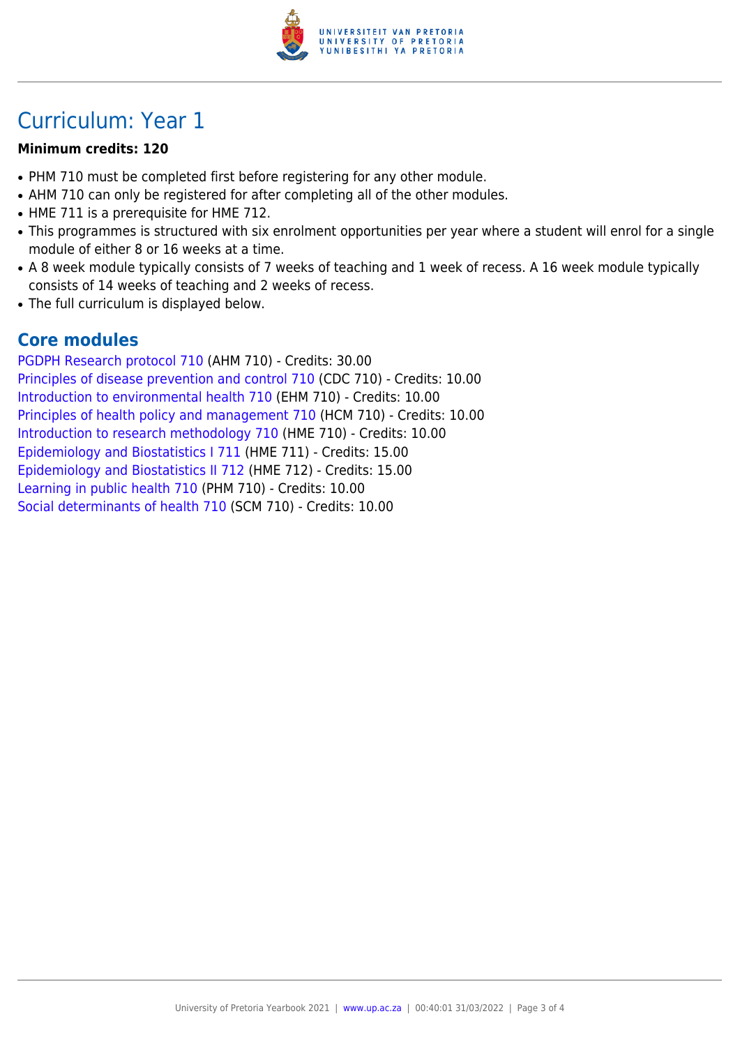# Curriculum: Year 1

**Minimum credits: 120**

- PHM 710 must be completed first before registering for any other module.
- AHM 710 can only be registered for after completing all of the other modules.
- HME 711 is a prerequisite for HME 712.
- This programmes is structured with six enrolment opportunities per year where a student will enrol for a single module of either 8 or 16 weeks at a time.
- A 8 week module typically consists of 7 weeks of teaching and 1 week of recess. A 16 week module typically consists of 14 weeks of teaching and 2 weeks of recess.
- The full curriculum is displayed below.

## Core modules

PGDPH Research protocol 710 (AHM 710) - Credits: 30.00
Principles of disease prevention and control 710 (CDC 710) - Credits: 10.00
Introduction to environmental health 710 (EHM 710) - Credits: 10.00
Principles of health policy and management 710 (HCM 710) - Credits: 10.00
Introduction to research methodology 710 (HME 710) - Credits: 10.00
Epidemiology and Biostatistics I 711 (HME 711) - Credits: 15.00
Epidemiology and Biostatistics II 712 (HME 712) - Credits: 15.00
Learning in public health 710 (PHM 710) - Credits: 10.00
Social determinants of health 710 (SCM 710) - Credits: 10.00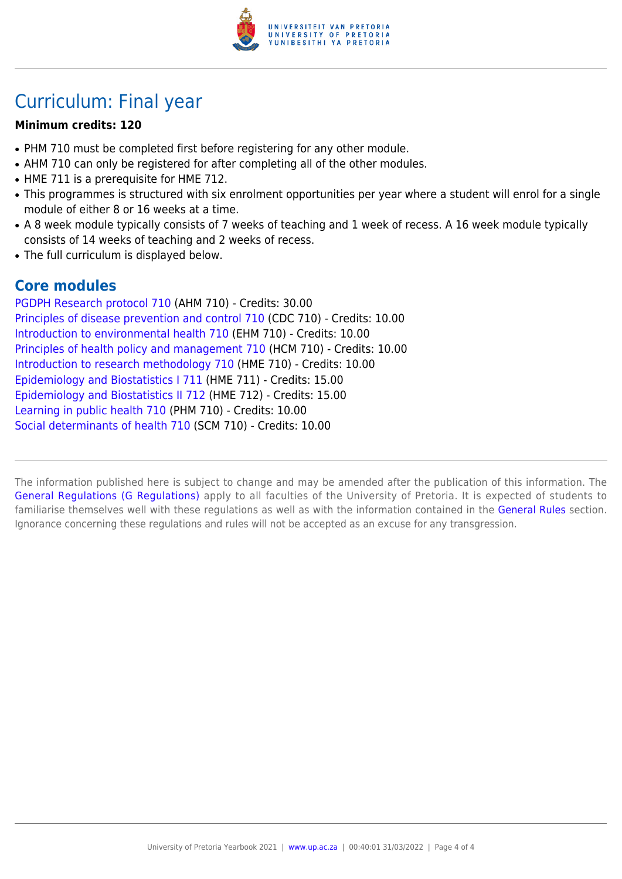# Curriculum: Final year

**Minimum credits: 120**

- PHM 710 must be completed first before registering for any other module.
- AHM 710 can only be registered for after completing all of the other modules.
- HME 711 is a prerequisite for HME 712.
- This programmes is structured with six enrolment opportunities per year where a student will enrol for a single module of either 8 or 16 weeks at a time.
- A 8 week module typically consists of 7 weeks of teaching and 1 week of recess. A 16 week module typically consists of 14 weeks of teaching and 2 weeks of recess.
- The full curriculum is displayed below.

## Core modules

PGDPH Research protocol 710 (AHM 710) - Credits: 30.00
Principles of disease prevention and control 710 (CDC 710) - Credits: 10.00
Introduction to environmental health 710 (EHM 710) - Credits: 10.00
Principles of health policy and management 710 (HCM 710) - Credits: 10.00
Introduction to research methodology 710 (HME 710) - Credits: 10.00
Epidemiology and Biostatistics I 711 (HME 711) - Credits: 15.00
Epidemiology and Biostatistics II 712 (HME 712) - Credits: 15.00
Learning in public health 710 (PHM 710) - Credits: 10.00
Social determinants of health 710 (SCM 710) - Credits: 10.00

---

The information published here is subject to change and may be amended after the publication of this information. The General Regulations (G Regulations) apply to all faculties of the University of Pretoria. It is expected of students to familiarise themselves well with these regulations as well as with the information contained in the General Rules section. Ignorance concerning these regulations and rules will not be accepted as an excuse for any transgression.